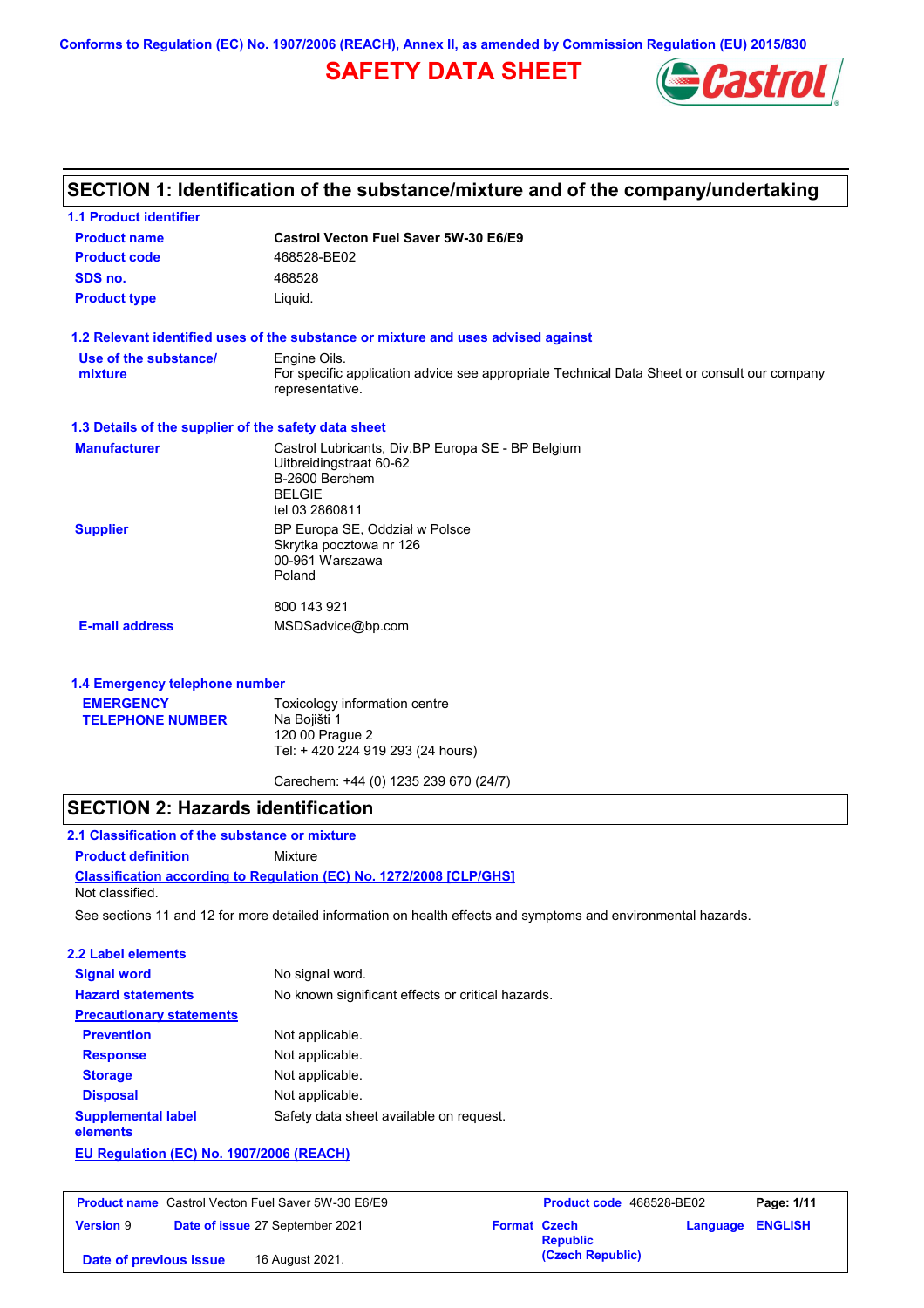Conforms to Regulation (EC) No. 1907/2006 (REACH), Annex II, as amended by Commission Regulation (EU) 2015/830

# SAFETY DATA SHEET

## SECTION 1: Identification of the substance/mixture and of the company/undertaking

### 1.1 Product identifier

| | |
|---|---|
| **Product name** | **Castrol Vecton Fuel Saver 5W-30 E6/E9** |
| **Product code** | 468528-BE02 |
| **SDS no.** | 468528 |
| **Product type** | Liquid. |

### 1.2 Relevant identified uses of the substance or mixture and uses advised against

| | |
|---|---|
| **Use of the substance/ mixture** | Engine Oils. For specific application advice see appropriate Technical Data Sheet or consult our company representative. |

### 1.3 Details of the supplier of the safety data sheet

| | |
|---|---|
| **Manufacturer** | Castrol Lubricants, Div.BP Europa SE - BP Belgium Uitbreidingstraat 60-62 B-2600 Berchem BELGIE tel 03 2860811 |
| **Supplier** | BP Europa SE, Oddział w Polsce Skrytka pocztowa nr 126 00-961 Warszawa Poland 800 143 921 |
| **E-mail address** | MSDSadvice@bp.com |

### 1.4 Emergency telephone number

| | |
|---|---|
| **EMERGENCY TELEPHONE NUMBER** | Toxicology information centre Na Bojišti 1 120 00 Prague 2 Tel: + 420 224 919 293 (24 hours) Carechem: +44 (0) 1235 239 670 (24/7) |

## SECTION 2: Hazards identification

### 2.1 Classification of the substance or mixture

**Product definition** Mixture

**Classification according to Regulation (EC) No. 1272/2008 [CLP/GHS]**

Not classified.

See sections 11 and 12 for more detailed information on health effects and symptoms and environmental hazards.

### 2.2 Label elements

| | |
|---|---|
| **Signal word** | No signal word. |
| **Hazard statements** | No known significant effects or critical hazards. |
| **Precautionary statements** | |
| **Prevention** | Not applicable. |
| **Response** | Not applicable. |
| **Storage** | Not applicable. |
| **Disposal** | Not applicable. |
| **Supplemental label elements** | Safety data sheet available on request. |

**EU Regulation (EC) No. 1907/2006 (REACH)**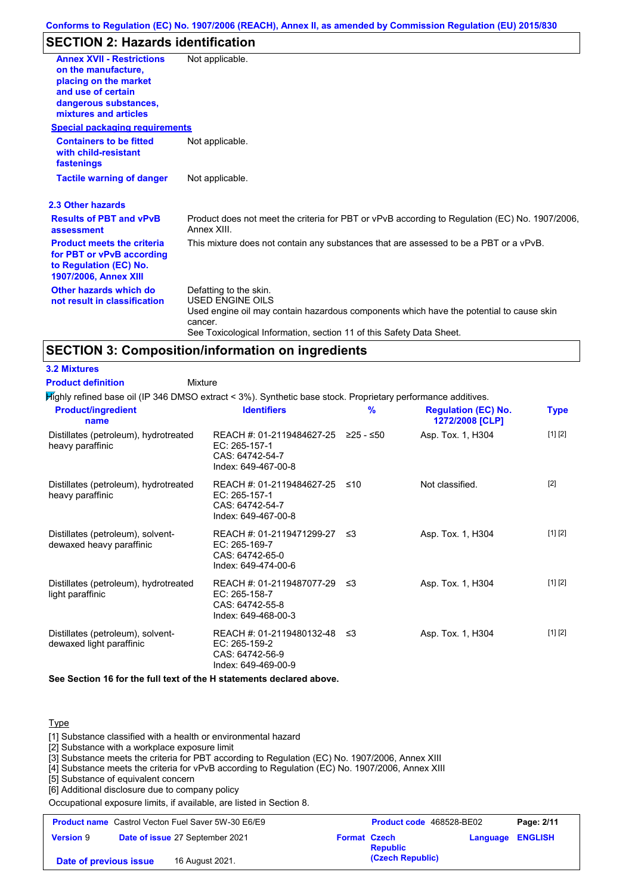## SECTION 2: Hazards identification

| | |
|---|---|
| **Annex XVII - Restrictions on the manufacture, placing on the market and use of certain dangerous substances, mixtures and articles** | Not applicable. |

**Special packaging requirements**

| | |
|---|---|
| **Containers to be fitted with child-resistant fastenings** | Not applicable. |
| **Tactile warning of danger** | Not applicable. |

### 2.3 Other hazards

| | |
|---|---|
| **Results of PBT and vPvB assessment** | Product does not meet the criteria for PBT or vPvB according to Regulation (EC) No. 1907/2006, Annex XIII. |
| **Product meets the criteria for PBT or vPvB according to Regulation (EC) No. 1907/2006, Annex XIII** | This mixture does not contain any substances that are assessed to be a PBT or a vPvB. |
| **Other hazards which do not result in classification** | Defatting to the skin.<br>USED ENGINE OILS<br>Used engine oil may contain hazardous components which have the potential to cause skin cancer.<br>See Toxicological Information, section 11 of this Safety Data Sheet. |

## SECTION 3: Composition/information on ingredients

### 3.2 Mixtures

**Product definition** Mixture

Highly refined base oil (IP 346 DMSO extract < 3%). Synthetic base stock. Proprietary performance additives.

| Product/ingredient name | Identifiers | % | Regulation (EC) No. 1272/2008 [CLP] | Type |
|---|---|---|---|---|
| Distillates (petroleum), hydrotreated heavy paraffinic | REACH #: 01-2119484627-25<br>EC: 265-157-1<br>CAS: 64742-54-7<br>Index: 649-467-00-8 | ≥25 - ≤50 | Asp. Tox. 1, H304 | [1] [2] |
| Distillates (petroleum), hydrotreated heavy paraffinic | REACH #: 01-2119484627-25<br>EC: 265-157-1<br>CAS: 64742-54-7<br>Index: 649-467-00-8 | ≤10 | Not classified. | [2] |
| Distillates (petroleum), solvent-dewaxed heavy paraffinic | REACH #: 01-2119471299-27<br>EC: 265-169-7<br>CAS: 64742-65-0<br>Index: 649-474-00-6 | ≤3 | Asp. Tox. 1, H304 | [1] [2] |
| Distillates (petroleum), hydrotreated light paraffinic | REACH #: 01-2119487077-29<br>EC: 265-158-7<br>CAS: 64742-55-8<br>Index: 649-468-00-3 | ≤3 | Asp. Tox. 1, H304 | [1] [2] |
| Distillates (petroleum), solvent-dewaxed light paraffinic | REACH #: 01-2119480132-48<br>EC: 265-159-2<br>CAS: 64742-56-9<br>Index: 649-469-00-9 | ≤3 | Asp. Tox. 1, H304 | [1] [2] |

**See Section 16 for the full text of the H statements declared above.**

Type

[1] Substance classified with a health or environmental hazard
[2] Substance with a workplace exposure limit
[3] Substance meets the criteria for PBT according to Regulation (EC) No. 1907/2006, Annex XIII
[4] Substance meets the criteria for vPvB according to Regulation (EC) No. 1907/2006, Annex XIII
[5] Substance of equivalent concern
[6] Additional disclosure due to company policy

Occupational exposure limits, if available, are listed in Section 8.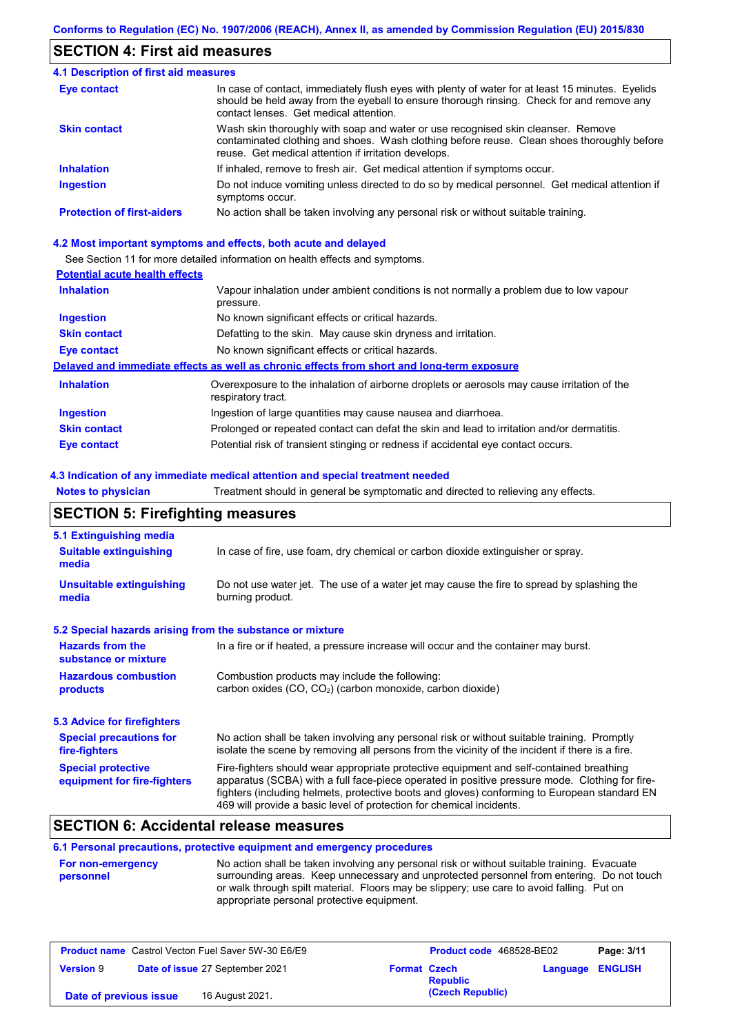## SECTION 4: First aid measures

### 4.1 Description of first aid measures

| | |
|---|---|
| **Eye contact** | In case of contact, immediately flush eyes with plenty of water for at least 15 minutes. Eyelids should be held away from the eyeball to ensure thorough rinsing. Check for and remove any contact lenses. Get medical attention. |
| **Skin contact** | Wash skin thoroughly with soap and water or use recognised skin cleanser. Remove contaminated clothing and shoes. Wash clothing before reuse. Clean shoes thoroughly before reuse. Get medical attention if irritation develops. |
| **Inhalation** | If inhaled, remove to fresh air. Get medical attention if symptoms occur. |
| **Ingestion** | Do not induce vomiting unless directed to do so by medical personnel. Get medical attention if symptoms occur. |
| **Protection of first-aiders** | No action shall be taken involving any personal risk or without suitable training. |

### 4.2 Most important symptoms and effects, both acute and delayed

See Section 11 for more detailed information on health effects and symptoms.

**Potential acute health effects**

| | |
|---|---|
| **Inhalation** | Vapour inhalation under ambient conditions is not normally a problem due to low vapour pressure. |
| **Ingestion** | No known significant effects or critical hazards. |
| **Skin contact** | Defatting to the skin. May cause skin dryness and irritation. |
| **Eye contact** | No known significant effects or critical hazards. |

**Delayed and immediate effects as well as chronic effects from short and long-term exposure**

| | |
|---|---|
| **Inhalation** | Overexposure to the inhalation of airborne droplets or aerosols may cause irritation of the respiratory tract. |
| **Ingestion** | Ingestion of large quantities may cause nausea and diarrhoea. |
| **Skin contact** | Prolonged or repeated contact can defat the skin and lead to irritation and/or dermatitis. |
| **Eye contact** | Potential risk of transient stinging or redness if accidental eye contact occurs. |

### 4.3 Indication of any immediate medical attention and special treatment needed

| | |
|---|---|
| **Notes to physician** | Treatment should in general be symptomatic and directed to relieving any effects. |

## SECTION 5: Firefighting measures

### 5.1 Extinguishing media

| | |
|---|---|
| **Suitable extinguishing media** | In case of fire, use foam, dry chemical or carbon dioxide extinguisher or spray. |
| **Unsuitable extinguishing media** | Do not use water jet. The use of a water jet may cause the fire to spread by splashing the burning product. |

### 5.2 Special hazards arising from the substance or mixture

| | |
|---|---|
| **Hazards from the substance or mixture** | In a fire or if heated, a pressure increase will occur and the container may burst. |
| **Hazardous combustion products** | Combustion products may include the following: carbon oxides (CO, $CO_2$) (carbon monoxide, carbon dioxide) |

### 5.3 Advice for firefighters

| | |
|---|---|
| **Special precautions for fire-fighters** | No action shall be taken involving any personal risk or without suitable training. Promptly isolate the scene by removing all persons from the vicinity of the incident if there is a fire. |
| **Special protective equipment for fire-fighters** | Fire-fighters should wear appropriate protective equipment and self-contained breathing apparatus (SCBA) with a full face-piece operated in positive pressure mode. Clothing for fire-fighters (including helmets, protective boots and gloves) conforming to European standard EN 469 will provide a basic level of protection for chemical incidents. |

## SECTION 6: Accidental release measures

### 6.1 Personal precautions, protective equipment and emergency procedures

| | |
|---|---|
| **For non-emergency personnel** | No action shall be taken involving any personal risk or without suitable training. Evacuate surrounding areas. Keep unnecessary and unprotected personnel from entering. Do not touch or walk through spilt material. Floors may be slippery; use care to avoid falling. Put on appropriate personal protective equipment. |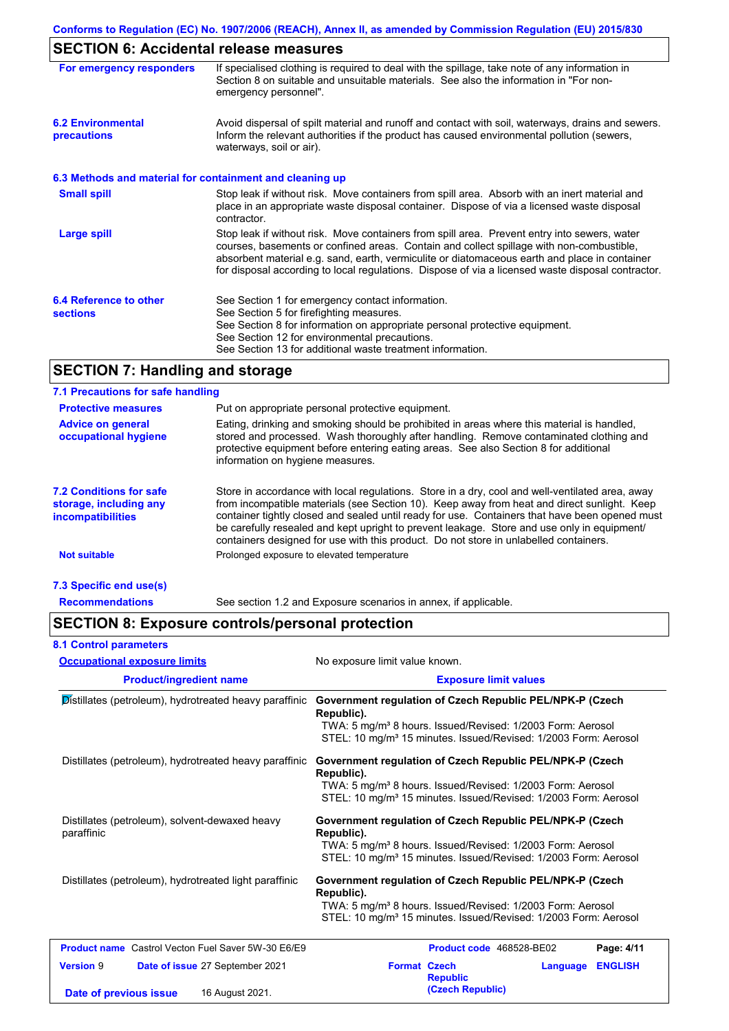## SECTION 6: Accidental release measures

**For emergency responders** If specialised clothing is required to deal with the spillage, take note of any information in Section 8 on suitable and unsuitable materials. See also the information in "For non-emergency personnel".

**6.2 Environmental precautions** Avoid dispersal of spilt material and runoff and contact with soil, waterways, drains and sewers. Inform the relevant authorities if the product has caused environmental pollution (sewers, waterways, soil or air).

### 6.3 Methods and material for containment and cleaning up

**Small spill** Stop leak if without risk. Move containers from spill area. Absorb with an inert material and place in an appropriate waste disposal container. Dispose of via a licensed waste disposal contractor.

**Large spill** Stop leak if without risk. Move containers from spill area. Prevent entry into sewers, water courses, basements or confined areas. Contain and collect spillage with non-combustible, absorbent material e.g. sand, earth, vermiculite or diatomaceous earth and place in container for disposal according to local regulations. Dispose of via a licensed waste disposal contractor.

**6.4 Reference to other sections** See Section 1 for emergency contact information.
See Section 5 for firefighting measures.
See Section 8 for information on appropriate personal protective equipment.
See Section 12 for environmental precautions.
See Section 13 for additional waste treatment information.

## SECTION 7: Handling and storage

### 7.1 Precautions for safe handling

**Protective measures** Put on appropriate personal protective equipment.

**Advice on general occupational hygiene** Eating, drinking and smoking should be prohibited in areas where this material is handled, stored and processed. Wash thoroughly after handling. Remove contaminated clothing and protective equipment before entering eating areas. See also Section 8 for additional information on hygiene measures.

**7.2 Conditions for safe storage, including any incompatibilities** Store in accordance with local regulations. Store in a dry, cool and well-ventilated area, away from incompatible materials (see Section 10). Keep away from heat and direct sunlight. Keep container tightly closed and sealed until ready for use. Containers that have been opened must be carefully resealed and kept upright to prevent leakage. Store and use only in equipment/ containers designed for use with this product. Do not store in unlabelled containers.

**Not suitable** Prolonged exposure to elevated temperature

### 7.3 Specific end use(s)

**Recommendations** See section 1.2 and Exposure scenarios in annex, if applicable.

## SECTION 8: Exposure controls/personal protection

### 8.1 Control parameters

**Occupational exposure limits** No exposure limit value known.

| Product/ingredient name | Exposure limit values |
|---|---|
| Distillates (petroleum), hydrotreated heavy paraffinic | **Government regulation of Czech Republic PEL/NPK-P (Czech Republic).**<br>TWA: 5 mg/m³ 8 hours. Issued/Revised: 1/2003 Form: Aerosol<br>STEL: 10 mg/m³ 15 minutes. Issued/Revised: 1/2003 Form: Aerosol |
| Distillates (petroleum), hydrotreated heavy paraffinic | **Government regulation of Czech Republic PEL/NPK-P (Czech Republic).**<br>TWA: 5 mg/m³ 8 hours. Issued/Revised: 1/2003 Form: Aerosol<br>STEL: 10 mg/m³ 15 minutes. Issued/Revised: 1/2003 Form: Aerosol |
| Distillates (petroleum), solvent-dewaxed heavy paraffinic | **Government regulation of Czech Republic PEL/NPK-P (Czech Republic).**<br>TWA: 5 mg/m³ 8 hours. Issued/Revised: 1/2003 Form: Aerosol<br>STEL: 10 mg/m³ 15 minutes. Issued/Revised: 1/2003 Form: Aerosol |
| Distillates (petroleum), hydrotreated light paraffinic | **Government regulation of Czech Republic PEL/NPK-P (Czech Republic).**<br>TWA: 5 mg/m³ 8 hours. Issued/Revised: 1/2003 Form: Aerosol<br>STEL: 10 mg/m³ 15 minutes. Issued/Revised: 1/2003 Form: Aerosol |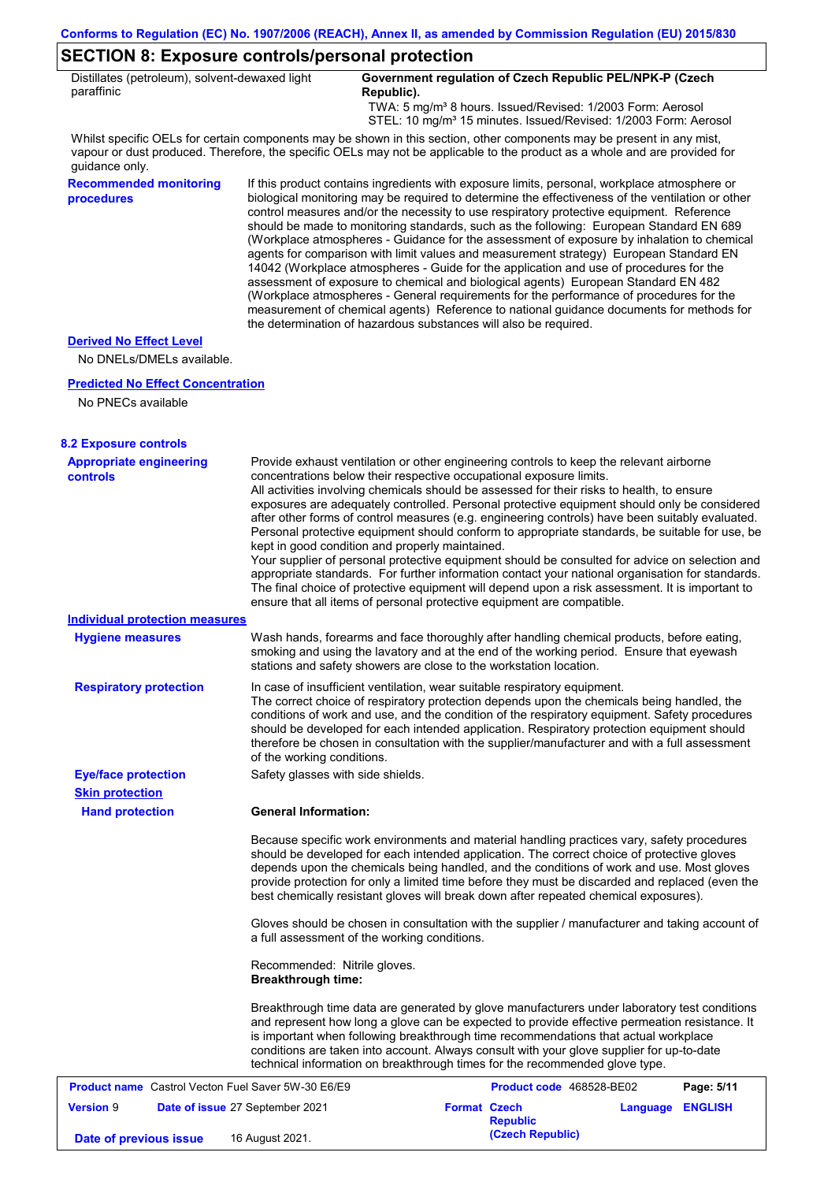## SECTION 8: Exposure controls/personal protection

| | |
|---|---|
| Distillates (petroleum), solvent-dewaxed light paraffinic | **Government regulation of Czech Republic PEL/NPK-P (Czech Republic).**<br>TWA: 5 mg/m³ 8 hours. Issued/Revised: 1/2003 Form: Aerosol<br>STEL: 10 mg/m³ 15 minutes. Issued/Revised: 1/2003 Form: Aerosol |

Whilst specific OELs for certain components may be shown in this section, other components may be present in any mist, vapour or dust produced. Therefore, the specific OELs may not be applicable to the product as a whole and are provided for guidance only.

**Recommended monitoring procedures**

If this product contains ingredients with exposure limits, personal, workplace atmosphere or biological monitoring may be required to determine the effectiveness of the ventilation or other control measures and/or the necessity to use respiratory protective equipment. Reference should be made to monitoring standards, such as the following: European Standard EN 689 (Workplace atmospheres - Guidance for the assessment of exposure by inhalation to chemical agents for comparison with limit values and measurement strategy) European Standard EN 14042 (Workplace atmospheres - Guide for the application and use of procedures for the assessment of exposure to chemical and biological agents) European Standard EN 482 (Workplace atmospheres - General requirements for the performance of procedures for the measurement of chemical agents) Reference to national guidance documents for methods for the determination of hazardous substances will also be required.

**Derived No Effect Level**

No DNELs/DMELs available.

**Predicted No Effect Concentration**

No PNECs available

### 8.2 Exposure controls

**Appropriate engineering controls**

Provide exhaust ventilation or other engineering controls to keep the relevant airborne concentrations below their respective occupational exposure limits.
All activities involving chemicals should be assessed for their risks to health, to ensure exposures are adequately controlled. Personal protective equipment should only be considered after other forms of control measures (e.g. engineering controls) have been suitably evaluated. Personal protective equipment should conform to appropriate standards, be suitable for use, be kept in good condition and properly maintained.
Your supplier of personal protective equipment should be consulted for advice on selection and appropriate standards. For further information contact your national organisation for standards.
The final choice of protective equipment will depend upon a risk assessment. It is important to ensure that all items of personal protective equipment are compatible.

**Individual protection measures**

**Hygiene measures**

Wash hands, forearms and face thoroughly after handling chemical products, before eating, smoking and using the lavatory and at the end of the working period. Ensure that eyewash stations and safety showers are close to the workstation location.

**Respiratory protection**

In case of insufficient ventilation, wear suitable respiratory equipment.
The correct choice of respiratory protection depends upon the chemicals being handled, the conditions of work and use, and the condition of the respiratory equipment. Safety procedures should be developed for each intended application. Respiratory protection equipment should therefore be chosen in consultation with the supplier/manufacturer and with a full assessment of the working conditions.

**Eye/face protection**

Safety glasses with side shields.

**Skin protection**

**Hand protection**

**General Information:**

Because specific work environments and material handling practices vary, safety procedures should be developed for each intended application. The correct choice of protective gloves depends upon the chemicals being handled, and the conditions of work and use. Most gloves provide protection for only a limited time before they must be discarded and replaced (even the best chemically resistant gloves will break down after repeated chemical exposures).

Gloves should be chosen in consultation with the supplier / manufacturer and taking account of a full assessment of the working conditions.

Recommended: Nitrile gloves.
**Breakthrough time:**

Breakthrough time data are generated by glove manufacturers under laboratory test conditions and represent how long a glove can be expected to provide effective permeation resistance. It is important when following breakthrough time recommendations that actual workplace conditions are taken into account. Always consult with your glove supplier for up-to-date technical information on breakthrough times for the recommended glove type.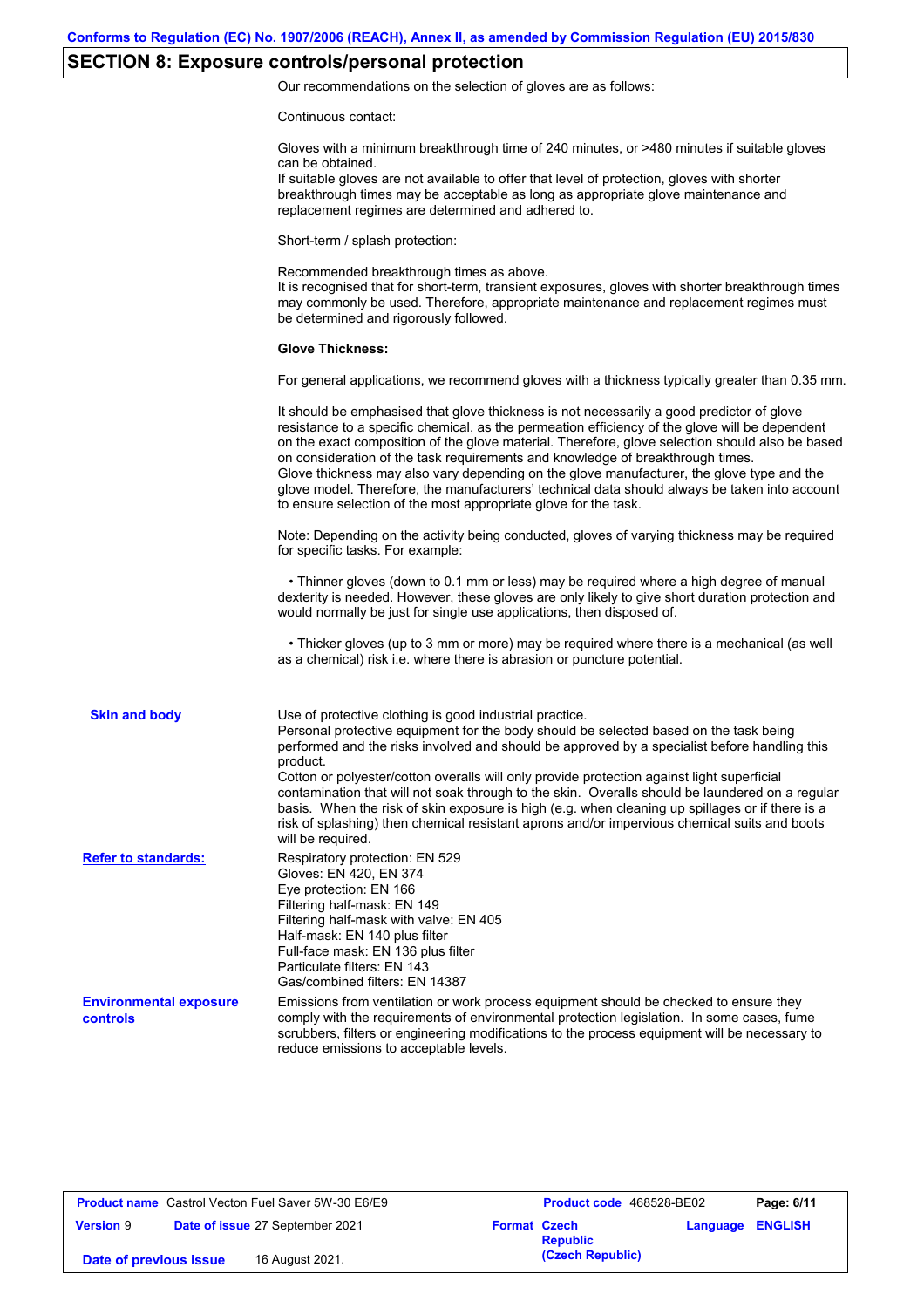## SECTION 8: Exposure controls/personal protection

Our recommendations on the selection of gloves are as follows:

Continuous contact:

Gloves with a minimum breakthrough time of 240 minutes, or >480 minutes if suitable gloves can be obtained.
If suitable gloves are not available to offer that level of protection, gloves with shorter breakthrough times may be acceptable as long as appropriate glove maintenance and replacement regimes are determined and adhered to.

Short-term / splash protection:

Recommended breakthrough times as above.
It is recognised that for short-term, transient exposures, gloves with shorter breakthrough times may commonly be used. Therefore, appropriate maintenance and replacement regimes must be determined and rigorously followed.

**Glove Thickness:**

For general applications, we recommend gloves with a thickness typically greater than 0.35 mm.

It should be emphasised that glove thickness is not necessarily a good predictor of glove resistance to a specific chemical, as the permeation efficiency of the glove will be dependent on the exact composition of the glove material. Therefore, glove selection should also be based on consideration of the task requirements and knowledge of breakthrough times.
Glove thickness may also vary depending on the glove manufacturer, the glove type and the glove model. Therefore, the manufacturers' technical data should always be taken into account to ensure selection of the most appropriate glove for the task.

Note: Depending on the activity being conducted, gloves of varying thickness may be required for specific tasks. For example:

• Thinner gloves (down to 0.1 mm or less) may be required where a high degree of manual dexterity is needed. However, these gloves are only likely to give short duration protection and would normally be just for single use applications, then disposed of.

• Thicker gloves (up to 3 mm or more) may be required where there is a mechanical (as well as a chemical) risk i.e. where there is abrasion or puncture potential.

**Skin and body**

Use of protective clothing is good industrial practice.
Personal protective equipment for the body should be selected based on the task being performed and the risks involved and should be approved by a specialist before handling this product.
Cotton or polyester/cotton overalls will only provide protection against light superficial contamination that will not soak through to the skin. Overalls should be laundered on a regular basis. When the risk of skin exposure is high (e.g. when cleaning up spillages or if there is a risk of splashing) then chemical resistant aprons and/or impervious chemical suits and boots will be required.

**Refer to standards:**

Respiratory protection: EN 529
Gloves: EN 420, EN 374
Eye protection: EN 166
Filtering half-mask: EN 149
Filtering half-mask with valve: EN 405
Half-mask: EN 140 plus filter
Full-face mask: EN 136 plus filter
Particulate filters: EN 143
Gas/combined filters: EN 14387

**Environmental exposure controls**

Emissions from ventilation or work process equipment should be checked to ensure they comply with the requirements of environmental protection legislation. In some cases, fume scrubbers, filters or engineering modifications to the process equipment will be necessary to reduce emissions to acceptable levels.

| Product name | Castrol Vecton Fuel Saver 5W-30 E6/E9 | Product code | 468528-BE02 | Page: 6/11 |
|---|---|---|---|---|
| Version 9 | Date of issue 27 September 2021 | Format Czech Republic (Czech Republic) | Language | ENGLISH |
| Date of previous issue | 16 August 2021. | | | |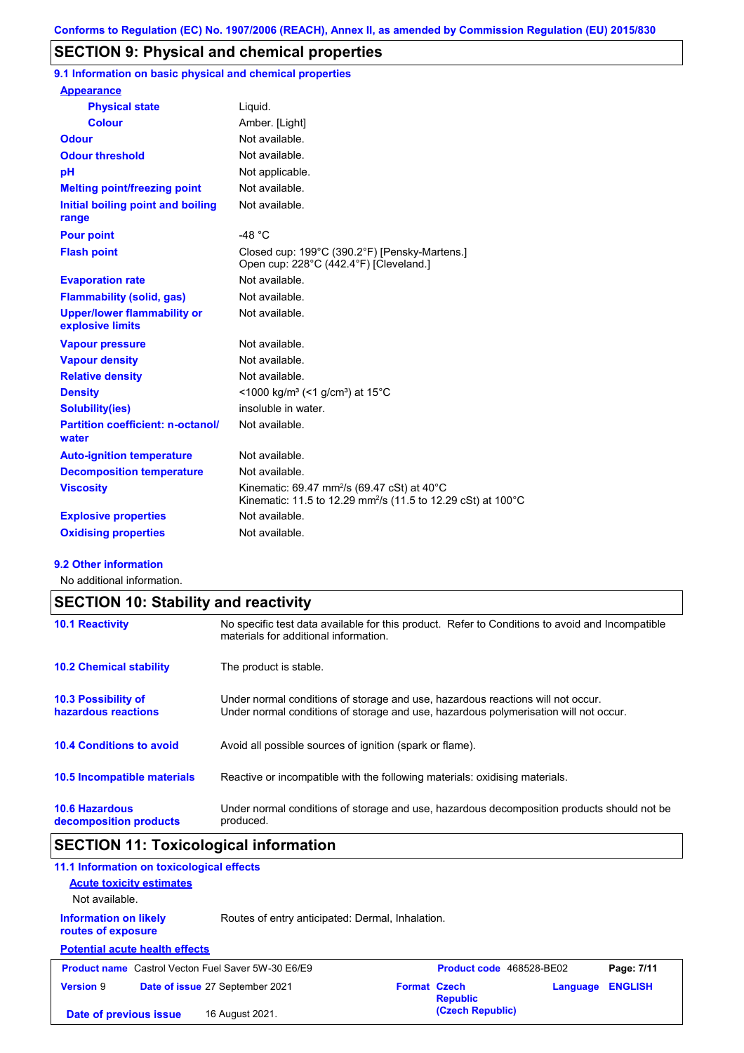Conforms to Regulation (EC) No. 1907/2006 (REACH), Annex II, as amended by Commission Regulation (EU) 2015/830

## SECTION 9: Physical and chemical properties

### 9.1 Information on basic physical and chemical properties

| Property | Value |
|---|---|
| **Appearance** | |
| Physical state | Liquid. |
| Colour | Amber. [Light] |
| Odour | Not available. |
| Odour threshold | Not available. |
| pH | Not applicable. |
| Melting point/freezing point | Not available. |
| Initial boiling point and boiling range | Not available. |
| Pour point | -48 °C |
| Flash point | Closed cup: 199°C (390.2°F) [Pensky-Martens.]<br>Open cup: 228°C (442.4°F) [Cleveland.] |
| Evaporation rate | Not available. |
| Flammability (solid, gas) | Not available. |
| Upper/lower flammability or explosive limits | Not available. |
| Vapour pressure | Not available. |
| Vapour density | Not available. |
| Relative density | Not available. |
| Density | <1000 kg/m³ (<1 g/cm³) at 15°C |
| Solubility(ies) | insoluble in water. |
| Partition coefficient: n-octanol/water | Not available. |
| Auto-ignition temperature | Not available. |
| Decomposition temperature | Not available. |
| Viscosity | Kinematic: 69.47 $mm^2/s$ (69.47 cSt) at 40°C<br>Kinematic: 11.5 to 12.29 $mm^2/s$ (11.5 to 12.29 cSt) at 100°C |
| Explosive properties | Not available. |
| Oxidising properties | Not available. |

### 9.2 Other information

No additional information.

## SECTION 10: Stability and reactivity

**10.1 Reactivity**
No specific test data available for this product. Refer to Conditions to avoid and Incompatible materials for additional information.

**10.2 Chemical stability**
The product is stable.

**10.3 Possibility of hazardous reactions**
Under normal conditions of storage and use, hazardous reactions will not occur.
Under normal conditions of storage and use, hazardous polymerisation will not occur.

**10.4 Conditions to avoid**
Avoid all possible sources of ignition (spark or flame).

**10.5 Incompatible materials**
Reactive or incompatible with the following materials: oxidising materials.

**10.6 Hazardous decomposition products**
Under normal conditions of storage and use, hazardous decomposition products should not be produced.

## SECTION 11: Toxicological information

### 11.1 Information on toxicological effects

**Acute toxicity estimates**

Not available.

**Information on likely routes of exposure**
Routes of entry anticipated: Dermal, Inhalation.

**Potential acute health effects**

| Product name | Castrol Vecton Fuel Saver 5W-30 E6/E9 | Product code | 468528-BE02 |
|---|---|---|---|
| Version | 9 | Date of issue | 27 September 2021 |
| Format | Czech Republic (Czech Republic) | Language | ENGLISH |
| Date of previous issue | 16 August 2021. | | |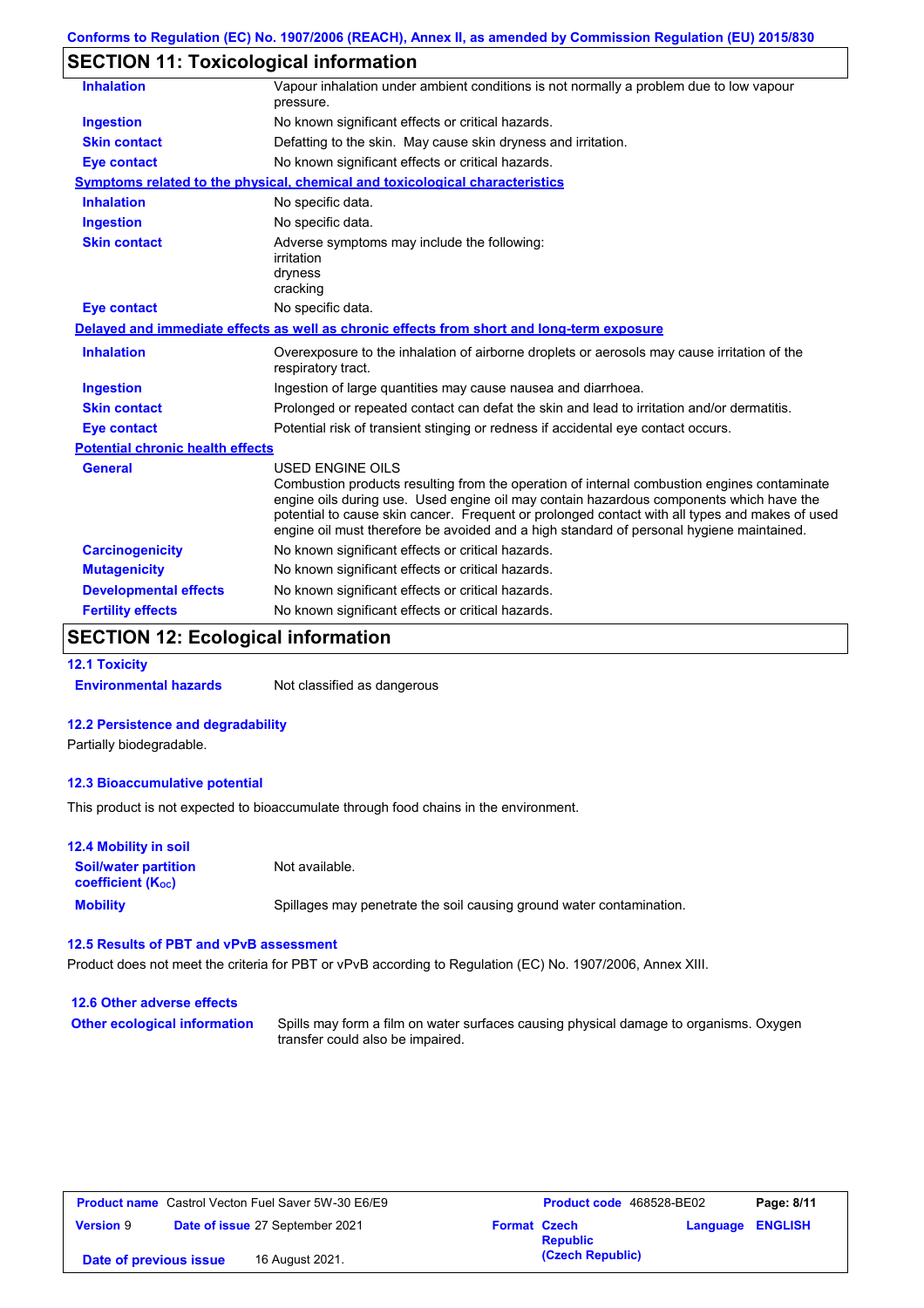## SECTION 11: Toxicological information

| | |
|---|---|
| **Inhalation** | Vapour inhalation under ambient conditions is not normally a problem due to low vapour pressure. |
| **Ingestion** | No known significant effects or critical hazards. |
| **Skin contact** | Defatting to the skin. May cause skin dryness and irritation. |
| **Eye contact** | No known significant effects or critical hazards. |

**Symptoms related to the physical, chemical and toxicological characteristics**

| | |
|---|---|
| **Inhalation** | No specific data. |
| **Ingestion** | No specific data. |
| **Skin contact** | Adverse symptoms may include the following: irritation dryness cracking |
| **Eye contact** | No specific data. |

**Delayed and immediate effects as well as chronic effects from short and long-term exposure**

| | |
|---|---|
| **Inhalation** | Overexposure to the inhalation of airborne droplets or aerosols may cause irritation of the respiratory tract. |
| **Ingestion** | Ingestion of large quantities may cause nausea and diarrhoea. |
| **Skin contact** | Prolonged or repeated contact can defat the skin and lead to irritation and/or dermatitis. |
| **Eye contact** | Potential risk of transient stinging or redness if accidental eye contact occurs. |

**Potential chronic health effects**

| | |
|---|---|
| **General** | USED ENGINE OILS<br>Combustion products resulting from the operation of internal combustion engines contaminate engine oils during use. Used engine oil may contain hazardous components which have the potential to cause skin cancer. Frequent or prolonged contact with all types and makes of used engine oil must therefore be avoided and a high standard of personal hygiene maintained. |
| **Carcinogenicity** | No known significant effects or critical hazards. |
| **Mutagenicity** | No known significant effects or critical hazards. |
| **Developmental effects** | No known significant effects or critical hazards. |
| **Fertility effects** | No known significant effects or critical hazards. |

## SECTION 12: Ecological information

### 12.1 Toxicity

**Environmental hazards** Not classified as dangerous

### 12.2 Persistence and degradability

Partially biodegradable.

### 12.3 Bioaccumulative potential

This product is not expected to bioaccumulate through food chains in the environment.

### 12.4 Mobility in soil

| | |
|---|---|
| **Soil/water partition coefficient ($K_{OC}$)** | Not available. |
| **Mobility** | Spillages may penetrate the soil causing ground water contamination. |

### 12.5 Results of PBT and vPvB assessment

Product does not meet the criteria for PBT or vPvB according to Regulation (EC) No. 1907/2006, Annex XIII.

### 12.6 Other adverse effects

**Other ecological information** Spills may form a film on water surfaces causing physical damage to organisms. Oxygen transfer could also be impaired.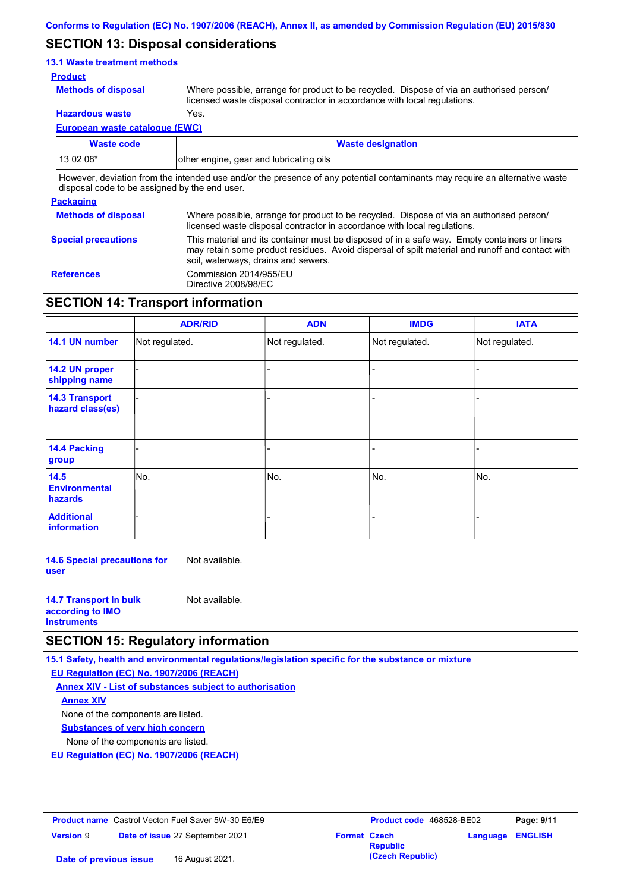## SECTION 13: Disposal considerations

### 13.1 Waste treatment methods

**Product**

**Methods of disposal** Where possible, arrange for product to be recycled. Dispose of via an authorised person/ licensed waste disposal contractor in accordance with local regulations.

**Hazardous waste** Yes.

**European waste catalogue (EWC)**

| Waste code | Waste designation |
|---|---|
| 13 02 08* | other engine, gear and lubricating oils |

However, deviation from the intended use and/or the presence of any potential contaminants may require an alternative waste disposal code to be assigned by the end user.

**Packaging**

**Methods of disposal** Where possible, arrange for product to be recycled. Dispose of via an authorised person/ licensed waste disposal contractor in accordance with local regulations.

**Special precautions** This material and its container must be disposed of in a safe way. Empty containers or liners may retain some product residues. Avoid dispersal of spilt material and runoff and contact with soil, waterways, drains and sewers.

**References** Commission 2014/955/EU
Directive 2008/98/EC

## SECTION 14: Transport information

| | ADR/RID | ADN | IMDG | IATA |
|---|---|---|---|---|
| **14.1 UN number** | Not regulated. | Not regulated. | Not regulated. | Not regulated. |
| **14.2 UN proper shipping name** | - | - | - | - |
| **14.3 Transport hazard class(es)** | - | - | - | - |
| **14.4 Packing group** | - | - | - | - |
| **14.5 Environmental hazards** | No. | No. | No. | No. |
| **Additional information** | - | - | - | - |

**14.6 Special precautions for user** Not available.

**14.7 Transport in bulk according to IMO instruments** Not available.

## SECTION 15: Regulatory information

**15.1 Safety, health and environmental regulations/legislation specific for the substance or mixture**

**EU Regulation (EC) No. 1907/2006 (REACH)**

**Annex XIV - List of substances subject to authorisation**

**Annex XIV**

None of the components are listed.

**Substances of very high concern**

None of the components are listed.

**EU Regulation (EC) No. 1907/2006 (REACH)**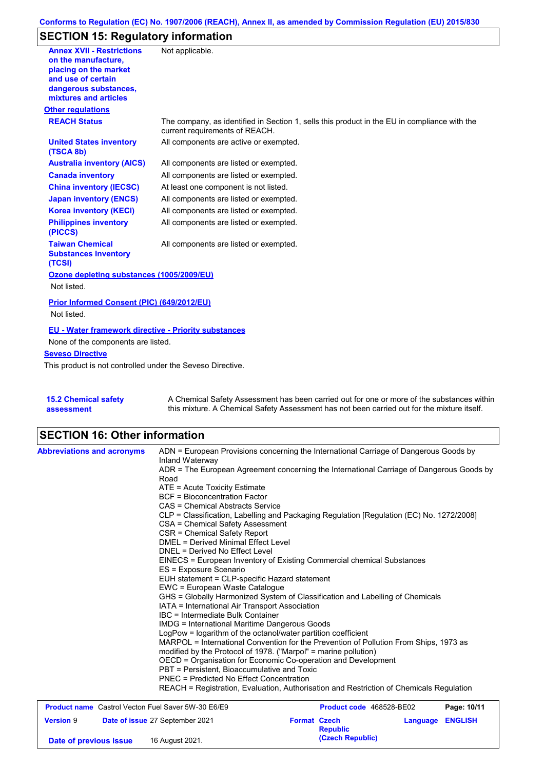## SECTION 15: Regulatory information

| | |
|---|---|
| **Annex XVII - Restrictions on the manufacture, placing on the market and use of certain dangerous substances, mixtures and articles** | Not applicable. |

**Other regulations**

| | |
|---|---|
| **REACH Status** | The company, as identified in Section 1, sells this product in the EU in compliance with the current requirements of REACH. |
| **United States inventory (TSCA 8b)** | All components are active or exempted. |
| **Australia inventory (AICS)** | All components are listed or exempted. |
| **Canada inventory** | All components are listed or exempted. |
| **China inventory (IECSC)** | At least one component is not listed. |
| **Japan inventory (ENCS)** | All components are listed or exempted. |
| **Korea inventory (KECI)** | All components are listed or exempted. |
| **Philippines inventory (PICCS)** | All components are listed or exempted. |
| **Taiwan Chemical Substances Inventory (TCSI)** | All components are listed or exempted. |

**Ozone depleting substances (1005/2009/EU)**

Not listed.

**Prior Informed Consent (PIC) (649/2012/EU)**

Not listed.

**EU - Water framework directive - Priority substances**

None of the components are listed.

**Seveso Directive**

This product is not controlled under the Seveso Directive.

**15.2 Chemical safety assessment**

A Chemical Safety Assessment has been carried out for one or more of the substances within this mixture. A Chemical Safety Assessment has not been carried out for the mixture itself.

## SECTION 16: Other information

**Abbreviations and acronyms**

ADN = European Provisions concerning the International Carriage of Dangerous Goods by Inland Waterway
ADR = The European Agreement concerning the International Carriage of Dangerous Goods by Road
ATE = Acute Toxicity Estimate
BCF = Bioconcentration Factor
CAS = Chemical Abstracts Service
CLP = Classification, Labelling and Packaging Regulation [Regulation (EC) No. 1272/2008]
CSA = Chemical Safety Assessment
CSR = Chemical Safety Report
DMEL = Derived Minimal Effect Level
DNEL = Derived No Effect Level
EINECS = European Inventory of Existing Commercial chemical Substances
ES = Exposure Scenario
EUH statement = CLP-specific Hazard statement
EWC = European Waste Catalogue
GHS = Globally Harmonized System of Classification and Labelling of Chemicals
IATA = International Air Transport Association
IBC = Intermediate Bulk Container
IMDG = International Maritime Dangerous Goods
LogPow = logarithm of the octanol/water partition coefficient
MARPOL = International Convention for the Prevention of Pollution From Ships, 1973 as modified by the Protocol of 1978. ("Marpol" = marine pollution)
OECD = Organisation for Economic Co-operation and Development
PBT = Persistent, Bioaccumulative and Toxic
PNEC = Predicted No Effect Concentration
REACH = Registration, Evaluation, Authorisation and Restriction of Chemicals Regulation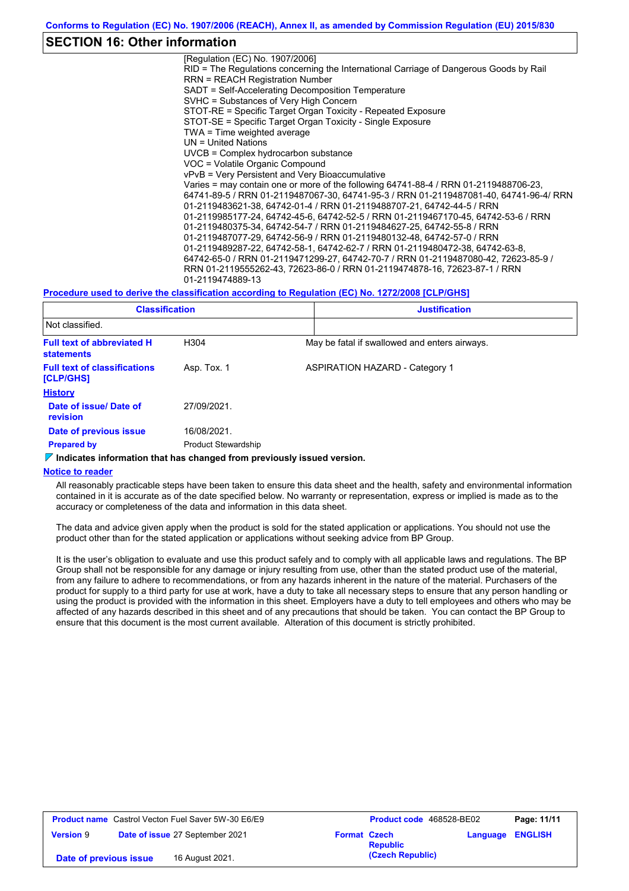## SECTION 16: Other information

[Regulation (EC) No. 1907/2006]
RID = The Regulations concerning the International Carriage of Dangerous Goods by Rail
RRN = REACH Registration Number
SADT = Self-Accelerating Decomposition Temperature
SVHC = Substances of Very High Concern
STOT-RE = Specific Target Organ Toxicity - Repeated Exposure
STOT-SE = Specific Target Organ Toxicity - Single Exposure
TWA = Time weighted average
UN = United Nations
UVCB = Complex hydrocarbon substance
VOC = Volatile Organic Compound
vPvB = Very Persistent and Very Bioaccumulative
Varies = may contain one or more of the following 64741-88-4 / RRN 01-2119488706-23, 64741-89-5 / RRN 01-2119487067-30, 64741-95-3 / RRN 01-2119487081-40, 64741-96-4/ RRN 01-2119483621-38, 64742-01-4 / RRN 01-2119488707-21, 64742-44-5 / RRN 01-2119985177-24, 64742-45-6, 64742-52-5 / RRN 01-2119467170-45, 64742-53-6 / RRN 01-2119480375-34, 64742-54-7 / RRN 01-2119484627-25, 64742-55-8 / RRN 01-2119487077-29, 64742-56-9 / RRN 01-2119480132-48, 64742-57-0 / RRN 01-2119489287-22, 64742-58-1, 64742-62-7 / RRN 01-2119480472-38, 64742-63-8, 64742-65-0 / RRN 01-2119471299-27, 64742-70-7 / RRN 01-2119487080-42, 72623-85-9 / RRN 01-2119555262-43, 72623-86-0 / RRN 01-2119474878-16, 72623-87-1 / RRN 01-2119474889-13

**Procedure used to derive the classification according to Regulation (EC) No. 1272/2008 [CLP/GHS]**

| Classification | Justification |
|---|---|
| Not classified. | |

| | | |
|---|---|---|
| **Full text of abbreviated H statements** | H304 | May be fatal if swallowed and enters airways. |
| **Full text of classifications [CLP/GHS]** | Asp. Tox. 1 | ASPIRATION HAZARD - Category 1 |

**History**

| | |
|---|---|
| **Date of issue/ Date of revision** | 27/09/2021. |
| **Date of previous issue** | 16/08/2021. |
| **Prepared by** | Product Stewardship |

**Indicates information that has changed from previously issued version.**

**Notice to reader**

All reasonably practicable steps have been taken to ensure this data sheet and the health, safety and environmental information contained in it is accurate as of the date specified below. No warranty or representation, express or implied is made as to the accuracy or completeness of the data and information in this data sheet.

The data and advice given apply when the product is sold for the stated application or applications. You should not use the product other than for the stated application or applications without seeking advice from BP Group.

It is the user's obligation to evaluate and use this product safely and to comply with all applicable laws and regulations. The BP Group shall not be responsible for any damage or injury resulting from use, other than the stated product use of the material, from any failure to adhere to recommendations, or from any hazards inherent in the nature of the material. Purchasers of the product for supply to a third party for use at work, have a duty to take all necessary steps to ensure that any person handling or using the product is provided with the information in this sheet. Employers have a duty to tell employees and others who may be affected of any hazards described in this sheet and of any precautions that should be taken. You can contact the BP Group to ensure that this document is the most current available. Alteration of this document is strictly prohibited.